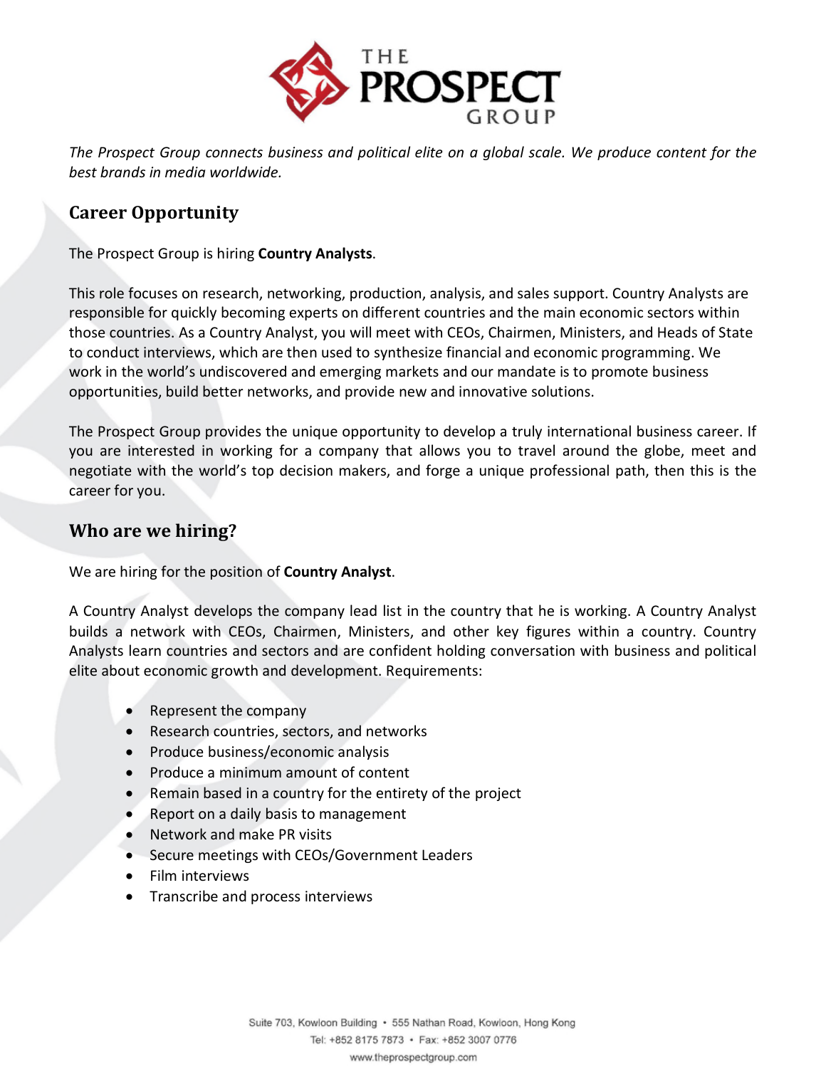*The Prospect Group connects business and political elite on a global scale. We produce content for the best brands in media worldwide.*

## Career Opportunity

The Prospect Group is hiring **Country Analysts**.

This role focuses on research, networking, production, analysis, and sales support. Country Analysts are responsible for quickly becoming experts on different countries and the main economic sectors within those countries. As a Country Analyst, you will meet with CEOs, Chairmen, Ministers, and Heads of State to conduct interviews, which are then used to synthesize financial and economic programming. We work in the world's undiscovered and emerging markets and our mandate is to promote business opportunities, build better networks, and provide new and innovative solutions.

The Prospect Group provides the unique opportunity to develop a truly international business career. If you are interested in working for a company that allows you to travel around the globe, meet and negotiate with the world's top decision makers, and forge a unique professional path, then this is the career for you.

## Who are we hiring?

We are hiring for the position of **Country Analyst**.

A Country Analyst develops the company lead list in the country that he is working. A Country Analyst builds a network with CEOs, Chairmen, Ministers, and other key figures within a country. Country Analysts learn countries and sectors and are confident holding conversation with business and political elite about economic growth and development. Requirements:

- Represent the company
- Research countries, sectors, and networks
- Produce business/economic analysis
- Produce a minimum amount of content
- Remain based in a country for the entirety of the project
- Report on a daily basis to management
- Network and make PR visits
- Secure meetings with CEOs/Government Leaders
- Film interviews
- Transcribe and process interviews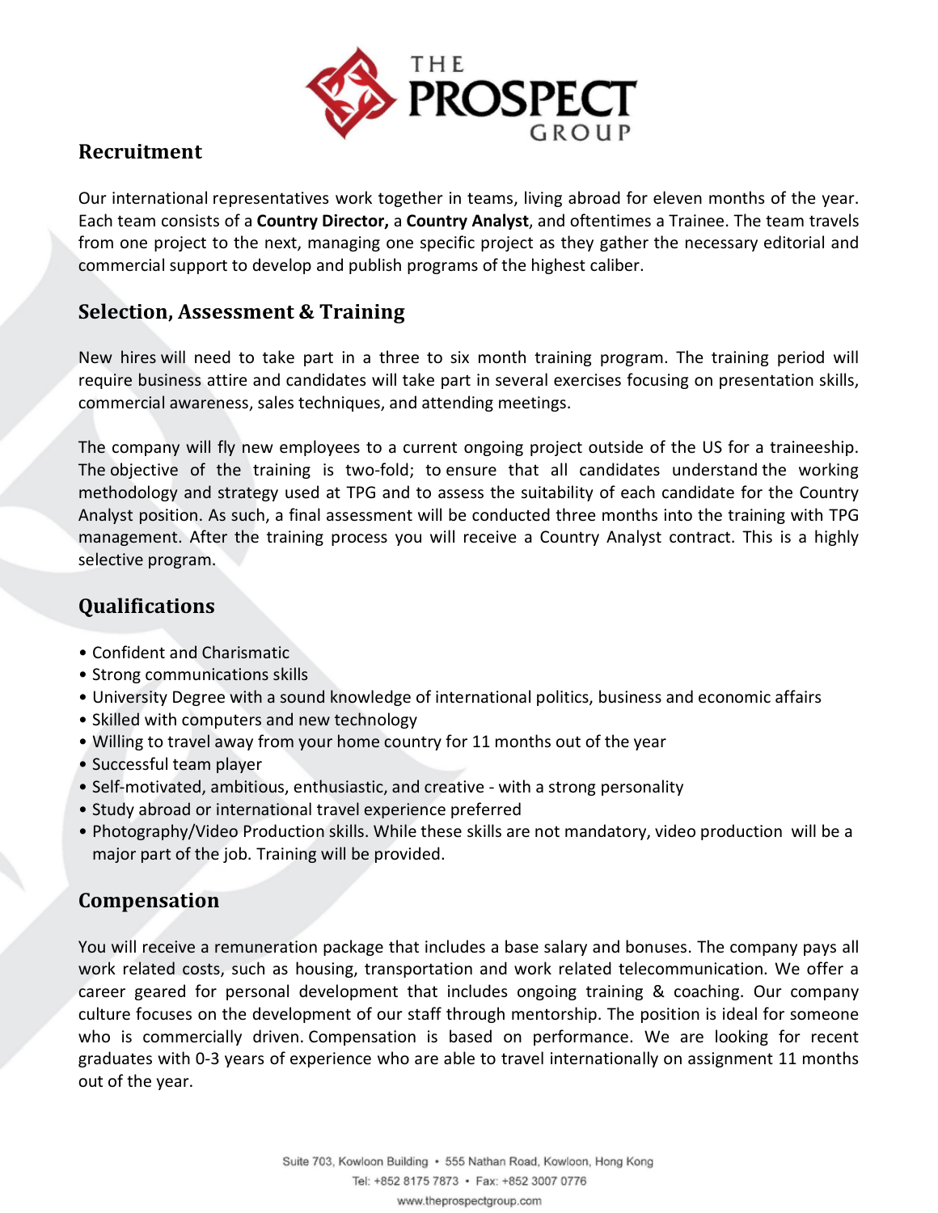## Recruitment

Our international representatives work together in teams, living abroad for eleven months of the year. Each team consists of a **Country Director,** a **Country Analyst**, and oftentimes a Trainee. The team travels from one project to the next, managing one specific project as they gather the necessary editorial and commercial support to develop and publish programs of the highest caliber.

## Selection, Assessment & Training

New hires will need to take part in a three to six month training program. The training period will require business attire and candidates will take part in several exercises focusing on presentation skills, commercial awareness, sales techniques, and attending meetings.

The company will fly new employees to a current ongoing project outside of the US for a traineeship. The objective of the training is two-fold; to ensure that all candidates understand the working methodology and strategy used at TPG and to assess the suitability of each candidate for the Country Analyst position. As such, a final assessment will be conducted three months into the training with TPG management. After the training process you will receive a Country Analyst contract. This is a highly selective program.

## Qualifications

- Confident and Charismatic
- Strong communications skills
- University Degree with a sound knowledge of international politics, business and economic affairs
- Skilled with computers and new technology
- Willing to travel away from your home country for 11 months out of the year
- Successful team player
- Self-motivated, ambitious, enthusiastic, and creative - with a strong personality
- Study abroad or international travel experience preferred
- Photography/Video Production skills. While these skills are not mandatory, video production will be a major part of the job. Training will be provided.

## Compensation

You will receive a remuneration package that includes a base salary and bonuses. The company pays all work related costs, such as housing, transportation and work related telecommunication. We offer a career geared for personal development that includes ongoing training & coaching. Our company culture focuses on the development of our staff through mentorship. The position is ideal for someone who is commercially driven. Compensation is based on performance. We are looking for recent graduates with 0-3 years of experience who are able to travel internationally on assignment 11 months out of the year.